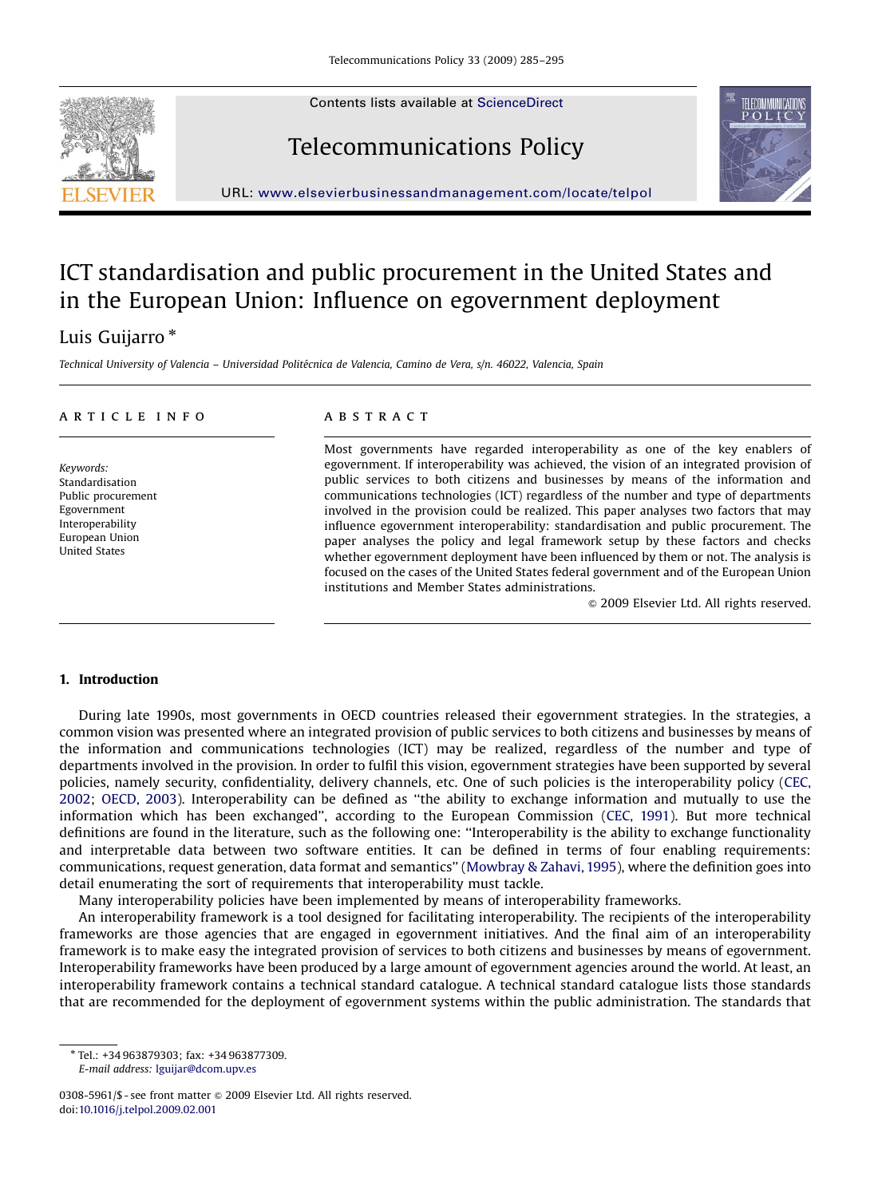# ICT standardisation and public procurement in the United States and in the European Union: Influence on egovernment deployment

Luis Guijarro *

*Technical University of Valencia – Universidad Politécnica de Valencia, Camino de Vera, s/n. 46022, Valencia, Spain*

ARTICLE INFO

*Keywords:*
Standardisation
Public procurement
Egovernment
Interoperability
European Union
United States

ABSTRACT

Most governments have regarded interoperability as one of the key enablers of egovernment. If interoperability was achieved, the vision of an integrated provision of public services to both citizens and businesses by means of the information and communications technologies (ICT) regardless of the number and type of departments involved in the provision could be realized. This paper analyses two factors that may influence egovernment interoperability: standardisation and public procurement. The paper analyses the policy and legal framework setup by these factors and checks whether egovernment deployment have been influenced by them or not. The analysis is focused on the cases of the United States federal government and of the European Union institutions and Member States administrations.

© 2009 Elsevier Ltd. All rights reserved.

## 1. Introduction

During late 1990s, most governments in OECD countries released their egovernment strategies. In the strategies, a common vision was presented where an integrated provision of public services to both citizens and businesses by means of the information and communications technologies (ICT) may be realized, regardless of the number and type of departments involved in the provision. In order to fulfil this vision, egovernment strategies have been supported by several policies, namely security, confidentiality, delivery channels, etc. One of such policies is the interoperability policy (CEC, 2002; OECD, 2003). Interoperability can be defined as "the ability to exchange information and mutually to use the information which has been exchanged", according to the European Commission (CEC, 1991). But more technical definitions are found in the literature, such as the following one: "Interoperability is the ability to exchange functionality and interpretable data between two software entities. It can be defined in terms of four enabling requirements: communications, request generation, data format and semantics" (Mowbray & Zahavi, 1995), where the definition goes into detail enumerating the sort of requirements that interoperability must tackle.

Many interoperability policies have been implemented by means of interoperability frameworks.

An interoperability framework is a tool designed for facilitating interoperability. The recipients of the interoperability frameworks are those agencies that are engaged in egovernment initiatives. And the final aim of an interoperability framework is to make easy the integrated provision of services to both citizens and businesses by means of egovernment. Interoperability frameworks have been produced by a large amount of egovernment agencies around the world. At least, an interoperability framework contains a technical standard catalogue. A technical standard catalogue lists those standards that are recommended for the deployment of egovernment systems within the public administration. The standards that

---

* Tel.: +34 963879303; fax: +34 963877309.
*E-mail address:* lguijar@dcom.upv.es

0308-5961/$ - see front matter © 2009 Elsevier Ltd. All rights reserved.
doi:10.1016/j.telpol.2009.02.001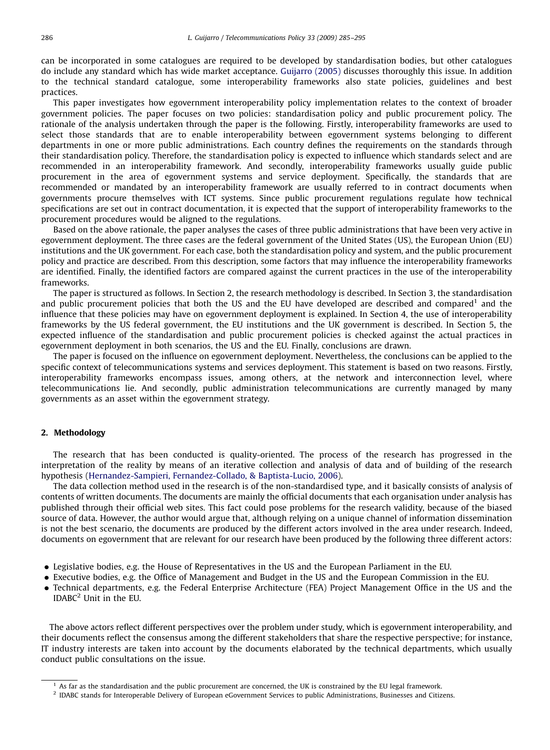can be incorporated in some catalogues are required to be developed by standardisation bodies, but other catalogues do include any standard which has wide market acceptance. Guijarro (2005) discusses thoroughly this issue. In addition to the technical standard catalogue, some interoperability frameworks also state policies, guidelines and best practices.

This paper investigates how egovernment interoperability policy implementation relates to the context of broader government policies. The paper focuses on two policies: standardisation policy and public procurement policy. The rationale of the analysis undertaken through the paper is the following. Firstly, interoperability frameworks are used to select those standards that are to enable interoperability between egovernment systems belonging to different departments in one or more public administrations. Each country defines the requirements on the standards through their standardisation policy. Therefore, the standardisation policy is expected to influence which standards select and are recommended in an interoperability framework. And secondly, interoperability frameworks usually guide public procurement in the area of egovernment systems and service deployment. Specifically, the standards that are recommended or mandated by an interoperability framework are usually referred to in contract documents when governments procure themselves with ICT systems. Since public procurement regulations regulate how technical specifications are set out in contract documentation, it is expected that the support of interoperability frameworks to the procurement procedures would be aligned to the regulations.

Based on the above rationale, the paper analyses the cases of three public administrations that have been very active in egovernment deployment. The three cases are the federal government of the United States (US), the European Union (EU) institutions and the UK government. For each case, both the standardisation policy and system, and the public procurement policy and practice are described. From this description, some factors that may influence the interoperability frameworks are identified. Finally, the identified factors are compared against the current practices in the use of the interoperability frameworks.

The paper is structured as follows. In Section 2, the research methodology is described. In Section 3, the standardisation and public procurement policies that both the US and the EU have developed are described and compared[1] and the influence that these policies may have on egovernment deployment is explained. In Section 4, the use of interoperability frameworks by the US federal government, the EU institutions and the UK government is described. In Section 5, the expected influence of the standardisation and public procurement policies is checked against the actual practices in egovernment deployment in both scenarios, the US and the EU. Finally, conclusions are drawn.

The paper is focused on the influence on egovernment deployment. Nevertheless, the conclusions can be applied to the specific context of telecommunications systems and services deployment. This statement is based on two reasons. Firstly, interoperability frameworks encompass issues, among others, at the network and interconnection level, where telecommunications lie. And secondly, public administration telecommunications are currently managed by many governments as an asset within the egovernment strategy.

## 2. Methodology

The research that has been conducted is quality-oriented. The process of the research has progressed in the interpretation of the reality by means of an iterative collection and analysis of data and of building of the research hypothesis (Hernandez-Sampieri, Fernandez-Collado, & Baptista-Lucio, 2006).

The data collection method used in the research is of the non-standardised type, and it basically consists of analysis of contents of written documents. The documents are mainly the official documents that each organisation under analysis has published through their official web sites. This fact could pose problems for the research validity, because of the biased source of data. However, the author would argue that, although relying on a unique channel of information dissemination is not the best scenario, the documents are produced by the different actors involved in the area under research. Indeed, documents on egovernment that are relevant for our research have been produced by the following three different actors:

- Legislative bodies, e.g. the House of Representatives in the US and the European Parliament in the EU.
- Executive bodies, e.g. the Office of Management and Budget in the US and the European Commission in the EU.
- Technical departments, e.g. the Federal Enterprise Architecture (FEA) Project Management Office in the US and the IDABC[2] Unit in the EU.

The above actors reflect different perspectives over the problem under study, which is egovernment interoperability, and their documents reflect the consensus among the different stakeholders that share the respective perspective; for instance, IT industry interests are taken into account by the documents elaborated by the technical departments, which usually conduct public consultations on the issue.

[1] As far as the standardisation and the public procurement are concerned, the UK is constrained by the EU legal framework.

[2] IDABC stands for Interoperable Delivery of European eGovernment Services to public Administrations, Businesses and Citizens.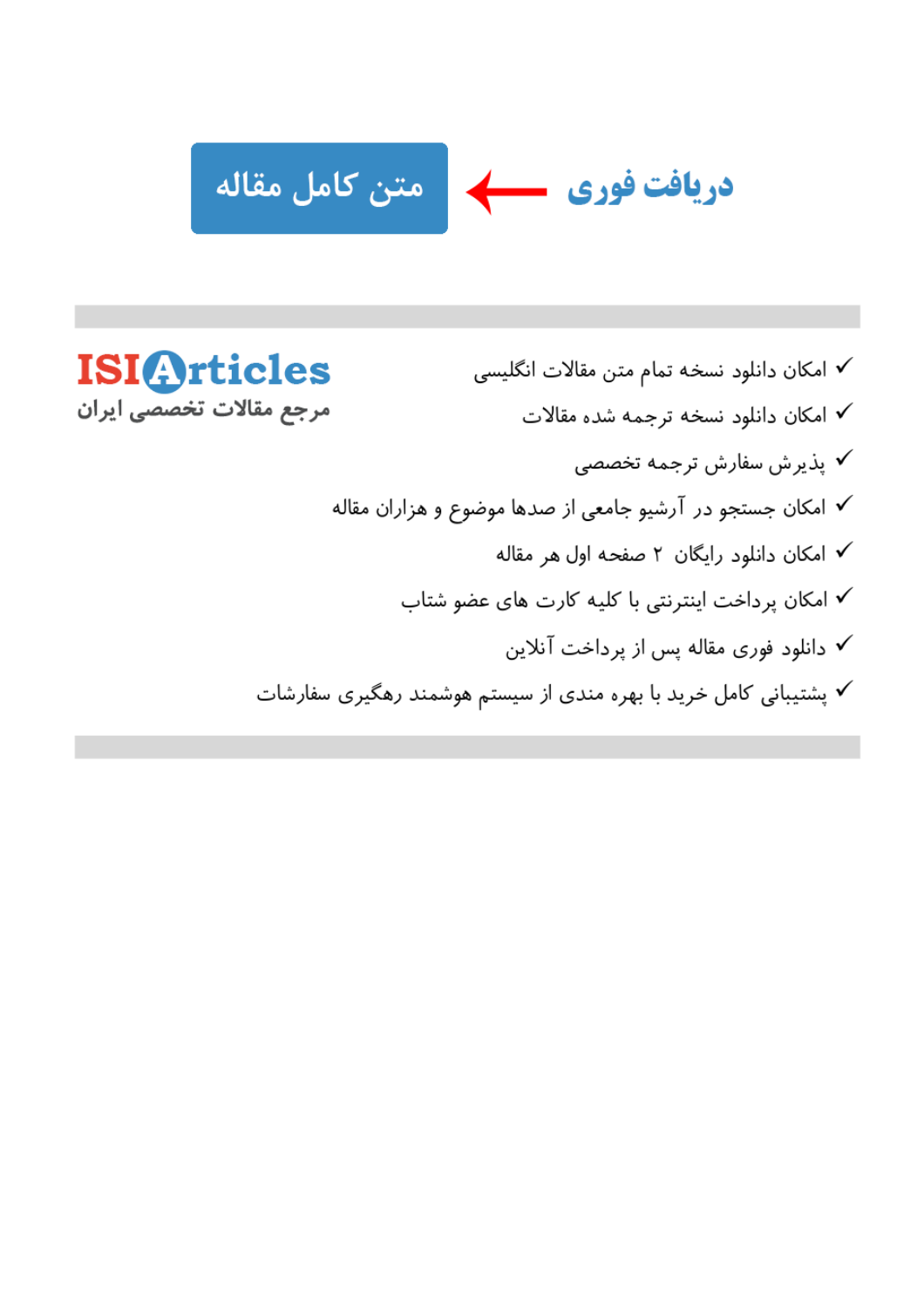دریافت فوری ← متن کامل مقاله

**ISIArticles**
مرجع مقالات تخصصی ایران

- ✓ امکان دانلود نسخه تمام متن مقالات انگلیسی
- ✓ امکان دانلود نسخه ترجمه شده مقالات
- ✓ پذیرش سفارش ترجمه تخصصی
- ✓ امکان جستجو در آرشیو جامعی از صدها موضوع و هزاران مقاله
- ✓ امکان دانلود رایگان ۲ صفحه اول هر مقاله
- ✓ امکان پرداخت اینترنتی با کلیه کارت های عضو شتاب
- ✓ دانلود فوری مقاله پس از پرداخت آنلاین
- ✓ پشتیبانی کامل خرید با بهره مندی از سیستم هوشمند رهگیری سفارشات